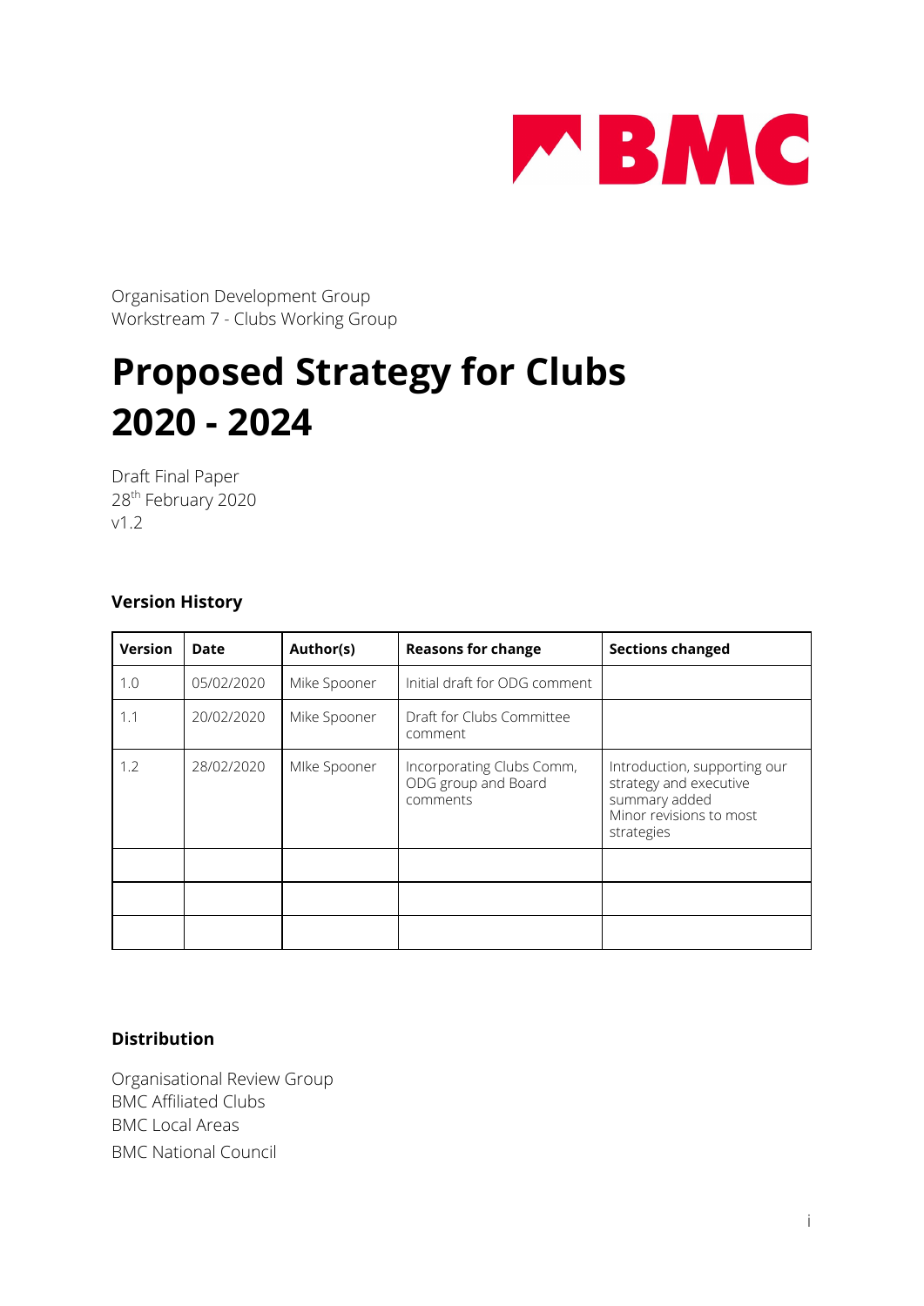BMC

Organisation Development Group
Workstream 7 - Clubs Working Group

# Proposed Strategy for Clubs 2020 - 2024

Draft Final Paper
28th February 2020
v1.2

## Version History

| Version | Date | Author(s) | Reasons for change | Sections changed |
|---|---|---|---|---|
| 1.0 | 05/02/2020 | Mike Spooner | Initial draft for ODG comment | |
| 1.1 | 20/02/2020 | Mike Spooner | Draft for Clubs Committee comment | |
| 1.2 | 28/02/2020 | MIke Spooner | Incorporating Clubs Comm, ODG group and Board comments | Introduction, supporting our strategy and executive summary added<br>Minor revisions to most strategies |
| | | | | |
| | | | | |
| | | | | |

## Distribution

Organisational Review Group
BMC Affiliated Clubs
BMC Local Areas
BMC National Council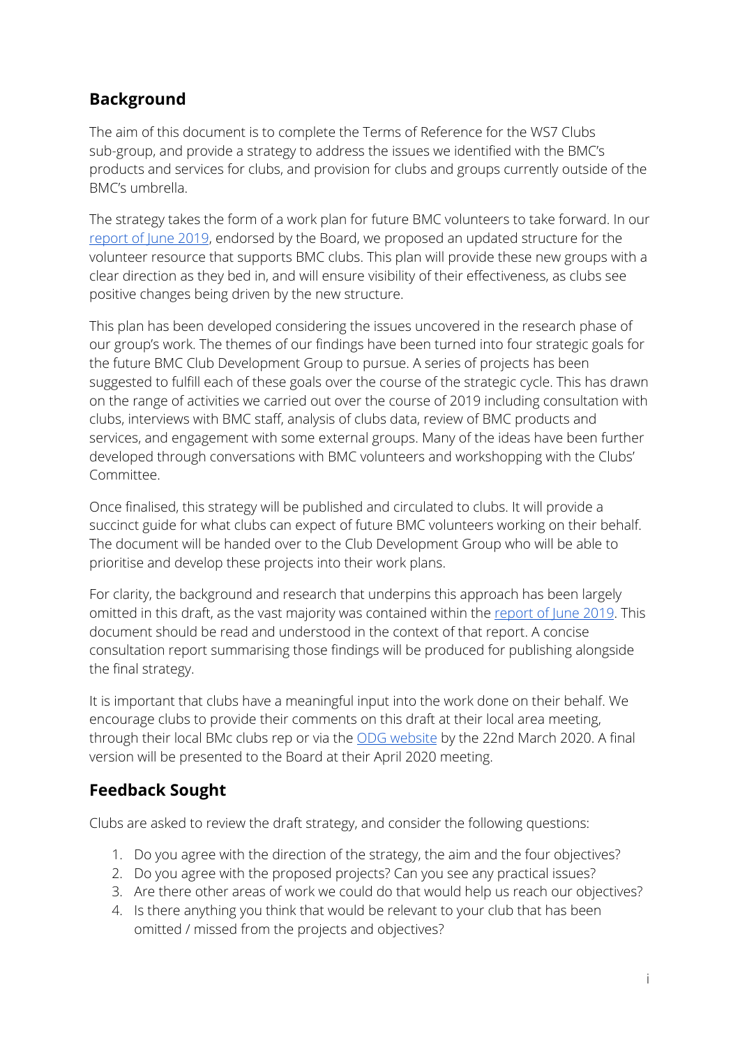## Background

The aim of this document is to complete the Terms of Reference for the WS7 Clubs sub-group, and provide a strategy to address the issues we identified with the BMC's products and services for clubs, and provision for clubs and groups currently outside of the BMC's umbrella.

The strategy takes the form of a work plan for future BMC volunteers to take forward. In our report of June 2019, endorsed by the Board, we proposed an updated structure for the volunteer resource that supports BMC clubs. This plan will provide these new groups with a clear direction as they bed in, and will ensure visibility of their effectiveness, as clubs see positive changes being driven by the new structure.

This plan has been developed considering the issues uncovered in the research phase of our group's work. The themes of our findings have been turned into four strategic goals for the future BMC Club Development Group to pursue. A series of projects has been suggested to fulfill each of these goals over the course of the strategic cycle. This has drawn on the range of activities we carried out over the course of 2019 including consultation with clubs, interviews with BMC staff, analysis of clubs data, review of BMC products and services, and engagement with some external groups. Many of the ideas have been further developed through conversations with BMC volunteers and workshopping with the Clubs' Committee.

Once finalised, this strategy will be published and circulated to clubs. It will provide a succinct guide for what clubs can expect of future BMC volunteers working on their behalf. The document will be handed over to the Club Development Group who will be able to prioritise and develop these projects into their work plans.

For clarity, the background and research that underpins this approach has been largely omitted in this draft, as the vast majority was contained within the report of June 2019. This document should be read and understood in the context of that report. A concise consultation report summarising those findings will be produced for publishing alongside the final strategy.

It is important that clubs have a meaningful input into the work done on their behalf. We encourage clubs to provide their comments on this draft at their local area meeting, through their local BMc clubs rep or via the ODG website by the 22nd March 2020. A final version will be presented to the Board at their April 2020 meeting.

## Feedback Sought

Clubs are asked to review the draft strategy, and consider the following questions:

1. Do you agree with the direction of the strategy, the aim and the four objectives?
2. Do you agree with the proposed projects? Can you see any practical issues?
3. Are there other areas of work we could do that would help us reach our objectives?
4. Is there anything you think that would be relevant to your club that has been omitted / missed from the projects and objectives?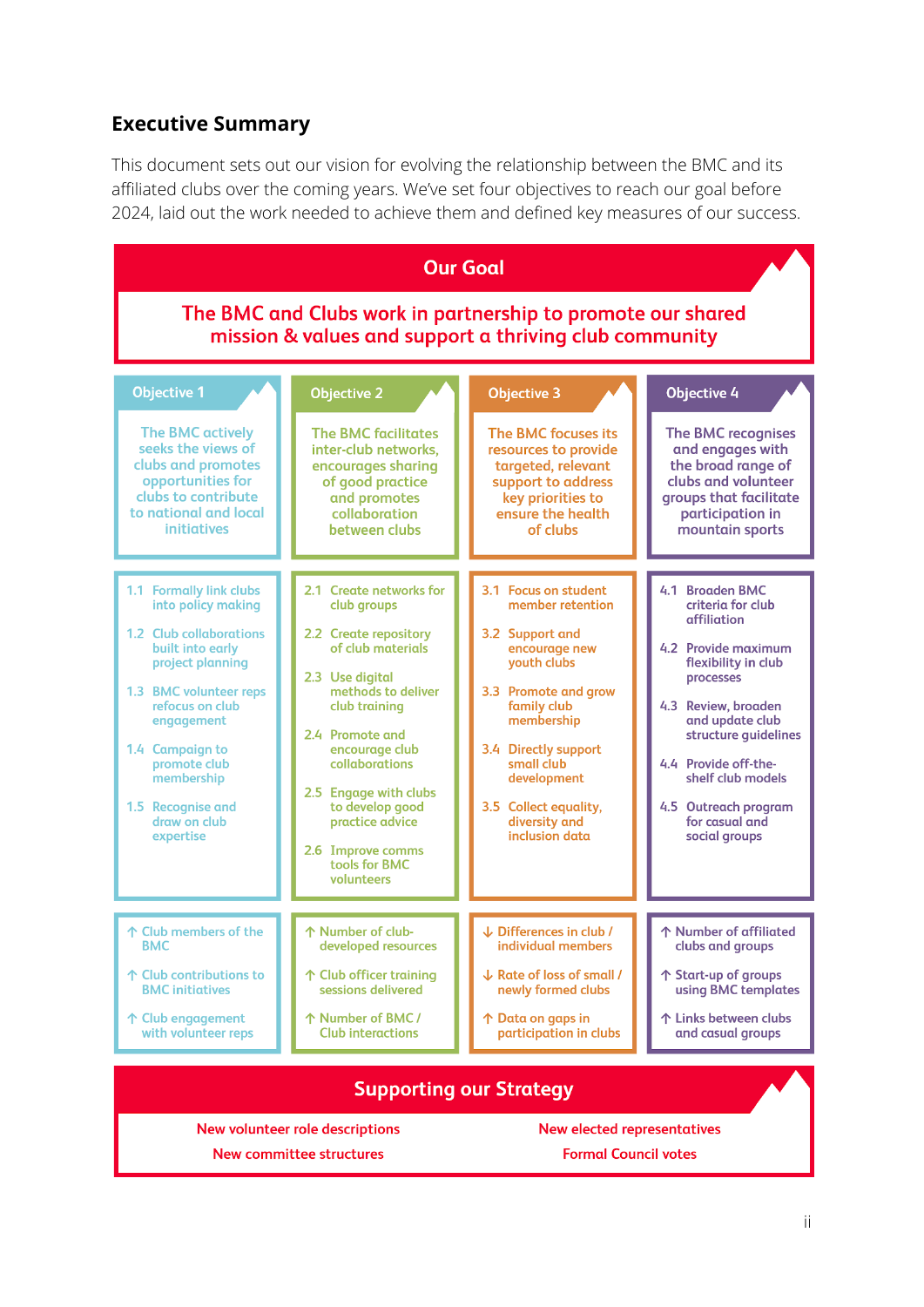## Executive Summary

This document sets out our vision for evolving the relationship between the BMC and its affiliated clubs over the coming years. We've set four objectives to reach our goal before 2024, laid out the work needed to achieve them and defined key measures of our success.

### Our Goal

**The BMC and Clubs work in partnership to promote our shared mission & values and support a thriving club community**

| Objective 1 | Objective 2 | Objective 3 | Objective 4 |
|---|---|---|---|
| The BMC actively seeks the views of clubs and promotes opportunities for clubs to contribute to national and local initiatives | The BMC facilitates inter-club networks, encourages sharing of good practice and promotes collaboration between clubs | The BMC focuses its resources to provide targeted, relevant support to address key priorities to ensure the health of clubs | The BMC recognises and engages with the broad range of clubs and volunteer groups that facilitate participation in mountain sports |
| 1.1 Formally link clubs into policy making<br>1.2 Club collaborations built into early project planning<br>1.3 BMC volunteer reps refocus on club engagement<br>1.4 Campaign to promote club membership<br>1.5 Recognise and draw on club expertise | 2.1 Create networks for club groups<br>2.2 Create repository of club materials<br>2.3 Use digital methods to deliver club training<br>2.4 Promote and encourage club collaborations<br>2.5 Engage with clubs to develop good practice advice<br>2.6 Improve comms tools for BMC volunteers | 3.1 Focus on student member retention<br>3.2 Support and encourage new youth clubs<br>3.3 Promote and grow family club membership<br>3.4 Directly support small club development<br>3.5 Collect equality, diversity and inclusion data | 4.1 Broaden BMC criteria for club affiliation<br>4.2 Provide maximum flexibility in club processes<br>4.3 Review, broaden and update club structure guidelines<br>4.4 Provide off-the-shelf club models<br>4.5 Outreach program for casual and social groups |
| ↑ Club members of the BMC<br>↑ Club contributions to BMC initiatives<br>↑ Club engagement with volunteer reps | ↑ Number of club-developed resources<br>↑ Club officer training sessions delivered<br>↑ Number of BMC / Club interactions | ↓ Differences in club / individual members<br>↓ Rate of loss of small / newly formed clubs<br>↑ Data on gaps in participation in clubs | ↑ Number of affiliated clubs and groups<br>↑ Start-up of groups using BMC templates<br>↑ Links between clubs and casual groups |

### Supporting our Strategy

- New volunteer role descriptions
- New committee structures
- New elected representatives
- Formal Council votes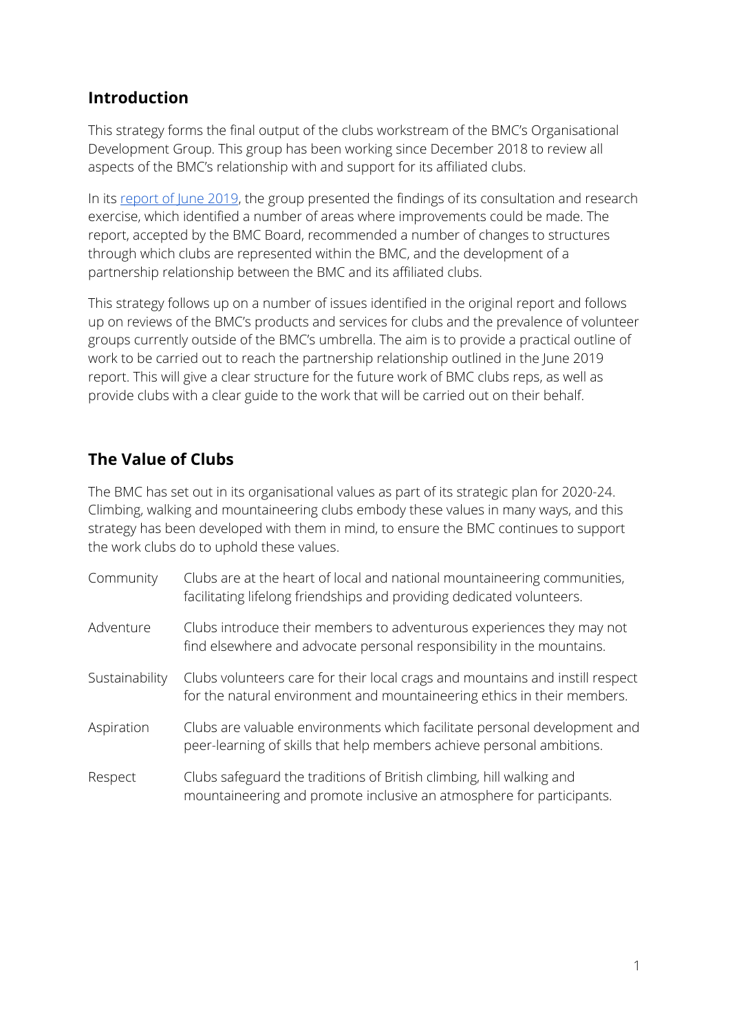## Introduction

This strategy forms the final output of the clubs workstream of the BMC's Organisational Development Group. This group has been working since December 2018 to review all aspects of the BMC's relationship with and support for its affiliated clubs.

In its [report of June 2019](), the group presented the findings of its consultation and research exercise, which identified a number of areas where improvements could be made. The report, accepted by the BMC Board, recommended a number of changes to structures through which clubs are represented within the BMC, and the development of a partnership relationship between the BMC and its affiliated clubs.

This strategy follows up on a number of issues identified in the original report and follows up on reviews of the BMC's products and services for clubs and the prevalence of volunteer groups currently outside of the BMC's umbrella. The aim is to provide a practical outline of work to be carried out to reach the partnership relationship outlined in the June 2019 report. This will give a clear structure for the future work of BMC clubs reps, as well as provide clubs with a clear guide to the work that will be carried out on their behalf.

## The Value of Clubs

The BMC has set out in its organisational values as part of its strategic plan for 2020-24. Climbing, walking and mountaineering clubs embody these values in many ways, and this strategy has been developed with them in mind, to ensure the BMC continues to support the work clubs do to uphold these values.

| | |
|---|---|
| Community | Clubs are at the heart of local and national mountaineering communities, facilitating lifelong friendships and providing dedicated volunteers. |
| Adventure | Clubs introduce their members to adventurous experiences they may not find elsewhere and advocate personal responsibility in the mountains. |
| Sustainability | Clubs volunteers care for their local crags and mountains and instill respect for the natural environment and mountaineering ethics in their members. |
| Aspiration | Clubs are valuable environments which facilitate personal development and peer-learning of skills that help members achieve personal ambitions. |
| Respect | Clubs safeguard the traditions of British climbing, hill walking and mountaineering and promote inclusive an atmosphere for participants. |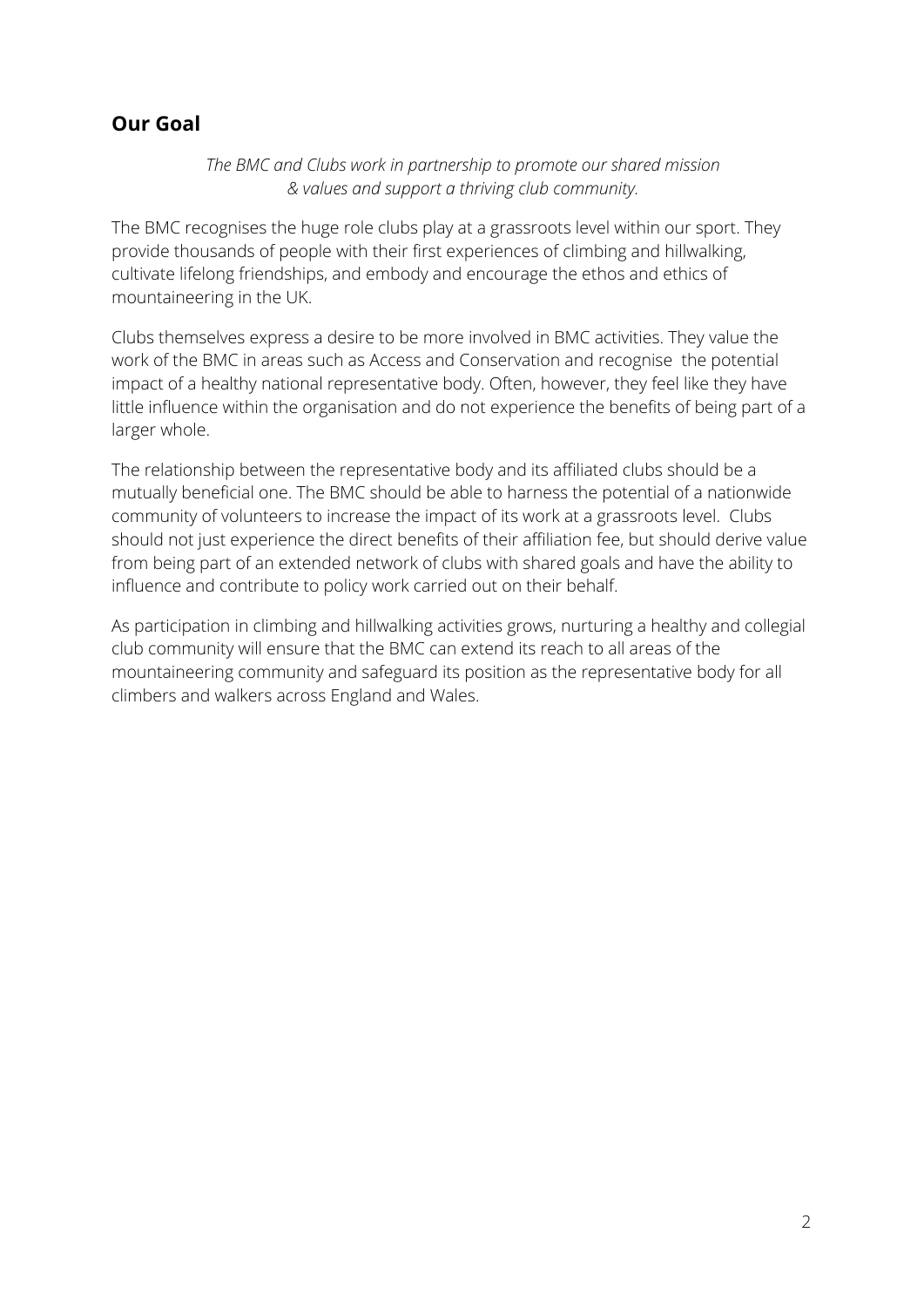## Our Goal

*The BMC and Clubs work in partnership to promote our shared mission & values and support a thriving club community.*

The BMC recognises the huge role clubs play at a grassroots level within our sport. They provide thousands of people with their first experiences of climbing and hillwalking, cultivate lifelong friendships, and embody and encourage the ethos and ethics of mountaineering in the UK.

Clubs themselves express a desire to be more involved in BMC activities. They value the work of the BMC in areas such as Access and Conservation and recognise the potential impact of a healthy national representative body. Often, however, they feel like they have little influence within the organisation and do not experience the benefits of being part of a larger whole.

The relationship between the representative body and its affiliated clubs should be a mutually beneficial one. The BMC should be able to harness the potential of a nationwide community of volunteers to increase the impact of its work at a grassroots level. Clubs should not just experience the direct benefits of their affiliation fee, but should derive value from being part of an extended network of clubs with shared goals and have the ability to influence and contribute to policy work carried out on their behalf.

As participation in climbing and hillwalking activities grows, nurturing a healthy and collegial club community will ensure that the BMC can extend its reach to all areas of the mountaineering community and safeguard its position as the representative body for all climbers and walkers across England and Wales.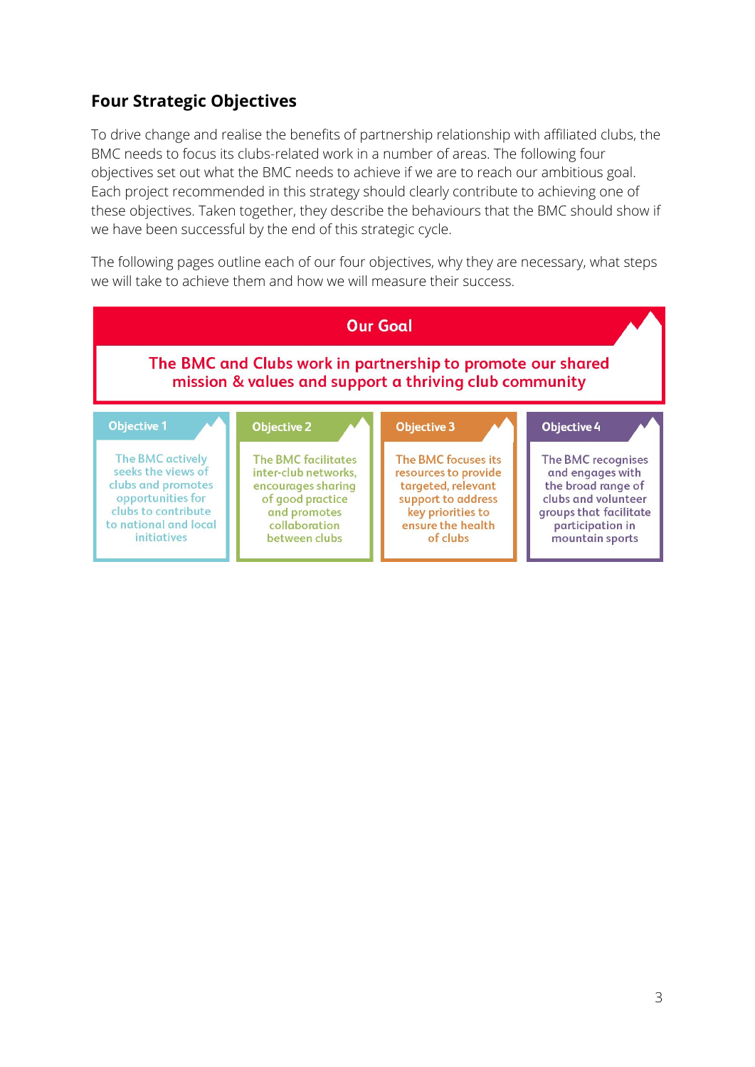## Four Strategic Objectives

To drive change and realise the benefits of partnership relationship with affiliated clubs, the BMC needs to focus its clubs-related work in a number of areas. The following four objectives set out what the BMC needs to achieve if we are to reach our ambitious goal. Each project recommended in this strategy should clearly contribute to achieving one of these objectives. Taken together, they describe the behaviours that the BMC should show if we have been successful by the end of this strategic cycle.

The following pages outline each of our four objectives, why they are necessary, what steps we will take to achieve them and how we will measure their success.

**Our Goal**

**The BMC and Clubs work in partnership to promote our shared mission & values and support a thriving club community**

**Objective 1**

The BMC actively seeks the views of clubs and promotes opportunities for clubs to contribute to national and local initiatives

**Objective 2**

The BMC facilitates inter-club networks, encourages sharing of good practice and promotes collaboration between clubs

**Objective 3**

The BMC focuses its resources to provide targeted, relevant support to address key priorities to ensure the health of clubs

**Objective 4**

The BMC recognises and engages with the broad range of clubs and volunteer groups that facilitate participation in mountain sports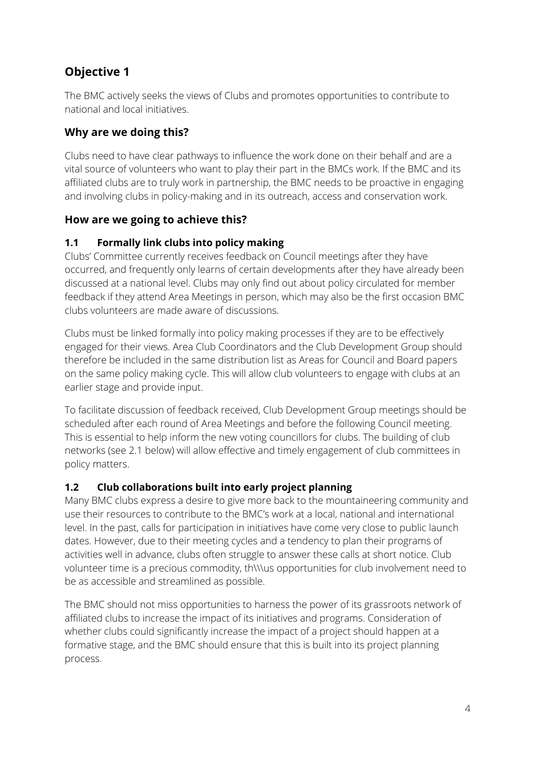## Objective 1

The BMC actively seeks the views of Clubs and promotes opportunities to contribute to national and local initiatives.

### Why are we doing this?

Clubs need to have clear pathways to influence the work done on their behalf and are a vital source of volunteers who want to play their part in the BMCs work. If the BMC and its affiliated clubs are to truly work in partnership, the BMC needs to be proactive in engaging and involving clubs in policy-making and in its outreach, access and conservation work.

### How are we going to achieve this?

#### 1.1 Formally link clubs into policy making

Clubs' Committee currently receives feedback on Council meetings after they have occurred, and frequently only learns of certain developments after they have already been discussed at a national level. Clubs may only find out about policy circulated for member feedback if they attend Area Meetings in person, which may also be the first occasion BMC clubs volunteers are made aware of discussions.

Clubs must be linked formally into policy making processes if they are to be effectively engaged for their views. Area Club Coordinators and the Club Development Group should therefore be included in the same distribution list as Areas for Council and Board papers on the same policy making cycle. This will allow club volunteers to engage with clubs at an earlier stage and provide input.

To facilitate discussion of feedback received, Club Development Group meetings should be scheduled after each round of Area Meetings and before the following Council meeting. This is essential to help inform the new voting councillors for clubs. The building of club networks (see 2.1 below) will allow effective and timely engagement of club committees in policy matters.

#### 1.2 Club collaborations built into early project planning

Many BMC clubs express a desire to give more back to the mountaineering community and use their resources to contribute to the BMC's work at a local, national and international level. In the past, calls for participation in initiatives have come very close to public launch dates. However, due to their meeting cycles and a tendency to plan their programs of activities well in advance, clubs often struggle to answer these calls at short notice. Club volunteer time is a precious commodity, th\\\us opportunities for club involvement need to be as accessible and streamlined as possible.

The BMC should not miss opportunities to harness the power of its grassroots network of affiliated clubs to increase the impact of its initiatives and programs. Consideration of whether clubs could significantly increase the impact of a project should happen at a formative stage, and the BMC should ensure that this is built into its project planning process.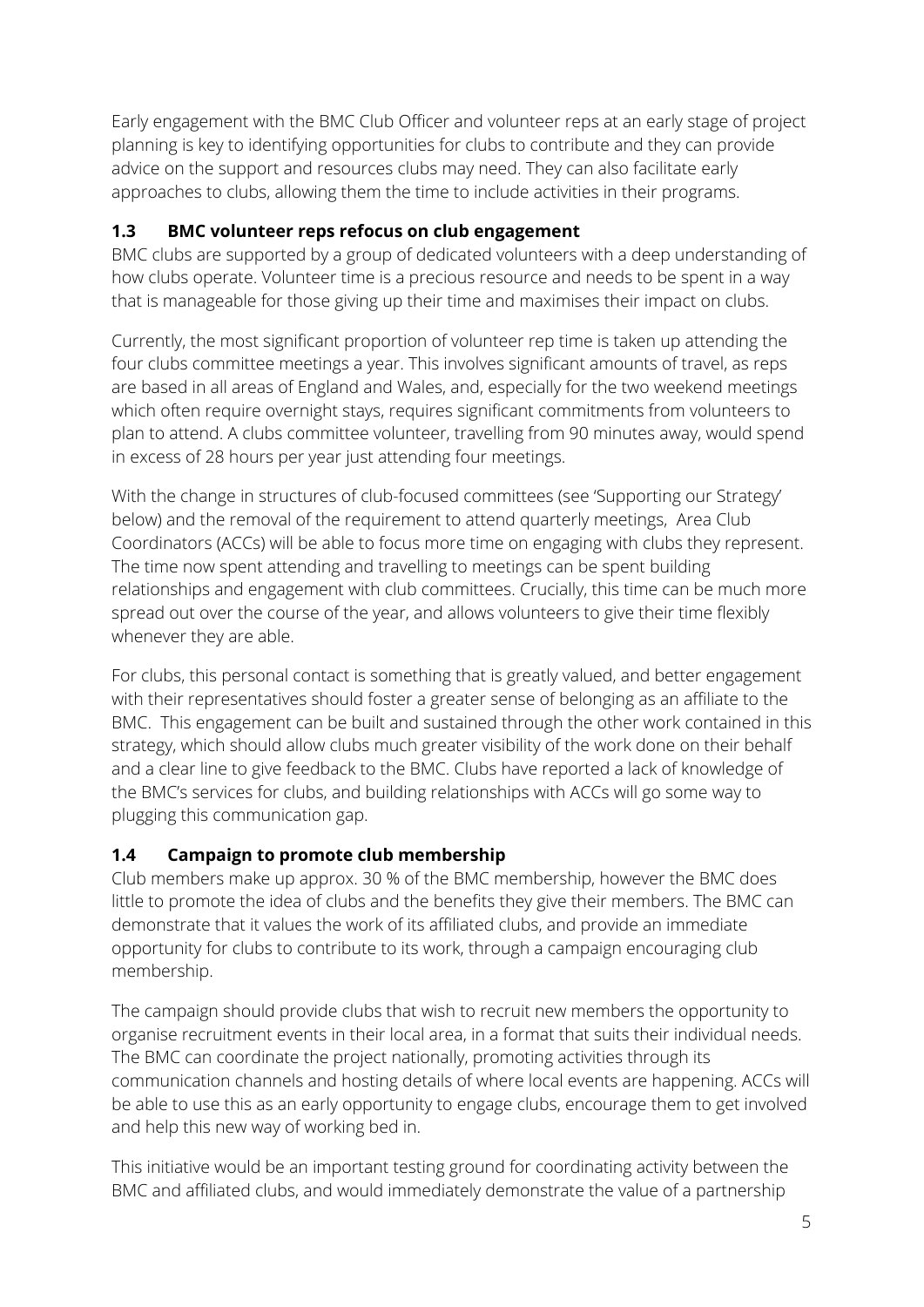Early engagement with the BMC Club Officer and volunteer reps at an early stage of project planning is key to identifying opportunities for clubs to contribute and they can provide advice on the support and resources clubs may need. They can also facilitate early approaches to clubs, allowing them the time to include activities in their programs.

### 1.3 BMC volunteer reps refocus on club engagement

BMC clubs are supported by a group of dedicated volunteers with a deep understanding of how clubs operate. Volunteer time is a precious resource and needs to be spent in a way that is manageable for those giving up their time and maximises their impact on clubs.

Currently, the most significant proportion of volunteer rep time is taken up attending the four clubs committee meetings a year. This involves significant amounts of travel, as reps are based in all areas of England and Wales, and, especially for the two weekend meetings which often require overnight stays, requires significant commitments from volunteers to plan to attend. A clubs committee volunteer, travelling from 90 minutes away, would spend in excess of 28 hours per year just attending four meetings.

With the change in structures of club-focused committees (see 'Supporting our Strategy' below) and the removal of the requirement to attend quarterly meetings, Area Club Coordinators (ACCs) will be able to focus more time on engaging with clubs they represent. The time now spent attending and travelling to meetings can be spent building relationships and engagement with club committees. Crucially, this time can be much more spread out over the course of the year, and allows volunteers to give their time flexibly whenever they are able.

For clubs, this personal contact is something that is greatly valued, and better engagement with their representatives should foster a greater sense of belonging as an affiliate to the BMC. This engagement can be built and sustained through the other work contained in this strategy, which should allow clubs much greater visibility of the work done on their behalf and a clear line to give feedback to the BMC. Clubs have reported a lack of knowledge of the BMC's services for clubs, and building relationships with ACCs will go some way to plugging this communication gap.

### 1.4 Campaign to promote club membership

Club members make up approx. 30 % of the BMC membership, however the BMC does little to promote the idea of clubs and the benefits they give their members. The BMC can demonstrate that it values the work of its affiliated clubs, and provide an immediate opportunity for clubs to contribute to its work, through a campaign encouraging club membership.

The campaign should provide clubs that wish to recruit new members the opportunity to organise recruitment events in their local area, in a format that suits their individual needs. The BMC can coordinate the project nationally, promoting activities through its communication channels and hosting details of where local events are happening. ACCs will be able to use this as an early opportunity to engage clubs, encourage them to get involved and help this new way of working bed in.

This initiative would be an important testing ground for coordinating activity between the BMC and affiliated clubs, and would immediately demonstrate the value of a partnership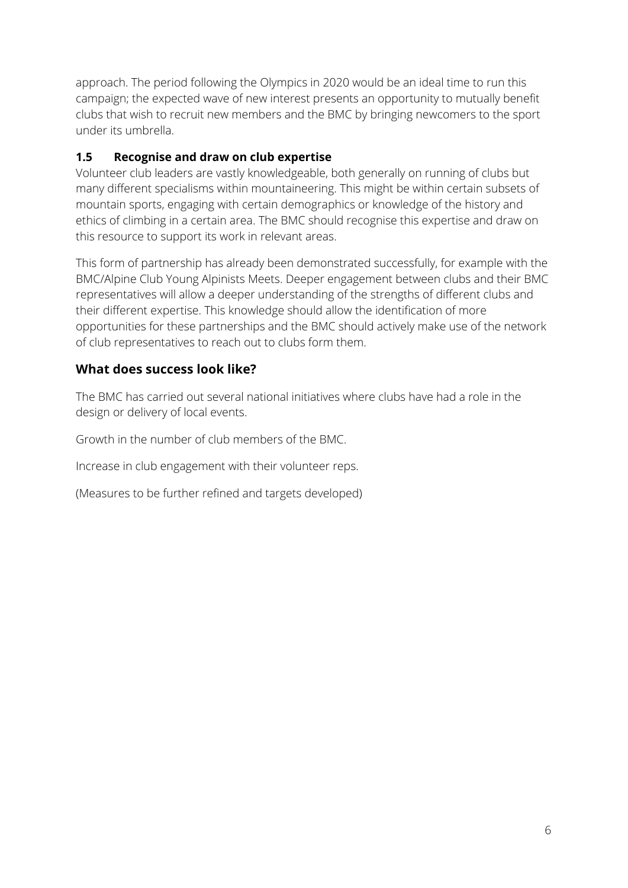approach. The period following the Olympics in 2020 would be an ideal time to run this campaign; the expected wave of new interest presents an opportunity to mutually benefit clubs that wish to recruit new members and the BMC by bringing newcomers to the sport under its umbrella.

### 1.5 Recognise and draw on club expertise

Volunteer club leaders are vastly knowledgeable, both generally on running of clubs but many different specialisms within mountaineering. This might be within certain subsets of mountain sports, engaging with certain demographics or knowledge of the history and ethics of climbing in a certain area. The BMC should recognise this expertise and draw on this resource to support its work in relevant areas.

This form of partnership has already been demonstrated successfully, for example with the BMC/Alpine Club Young Alpinists Meets. Deeper engagement between clubs and their BMC representatives will allow a deeper understanding of the strengths of different clubs and their different expertise. This knowledge should allow the identification of more opportunities for these partnerships and the BMC should actively make use of the network of club representatives to reach out to clubs form them.

## What does success look like?

The BMC has carried out several national initiatives where clubs have had a role in the design or delivery of local events.

Growth in the number of club members of the BMC.

Increase in club engagement with their volunteer reps.

(Measures to be further refined and targets developed)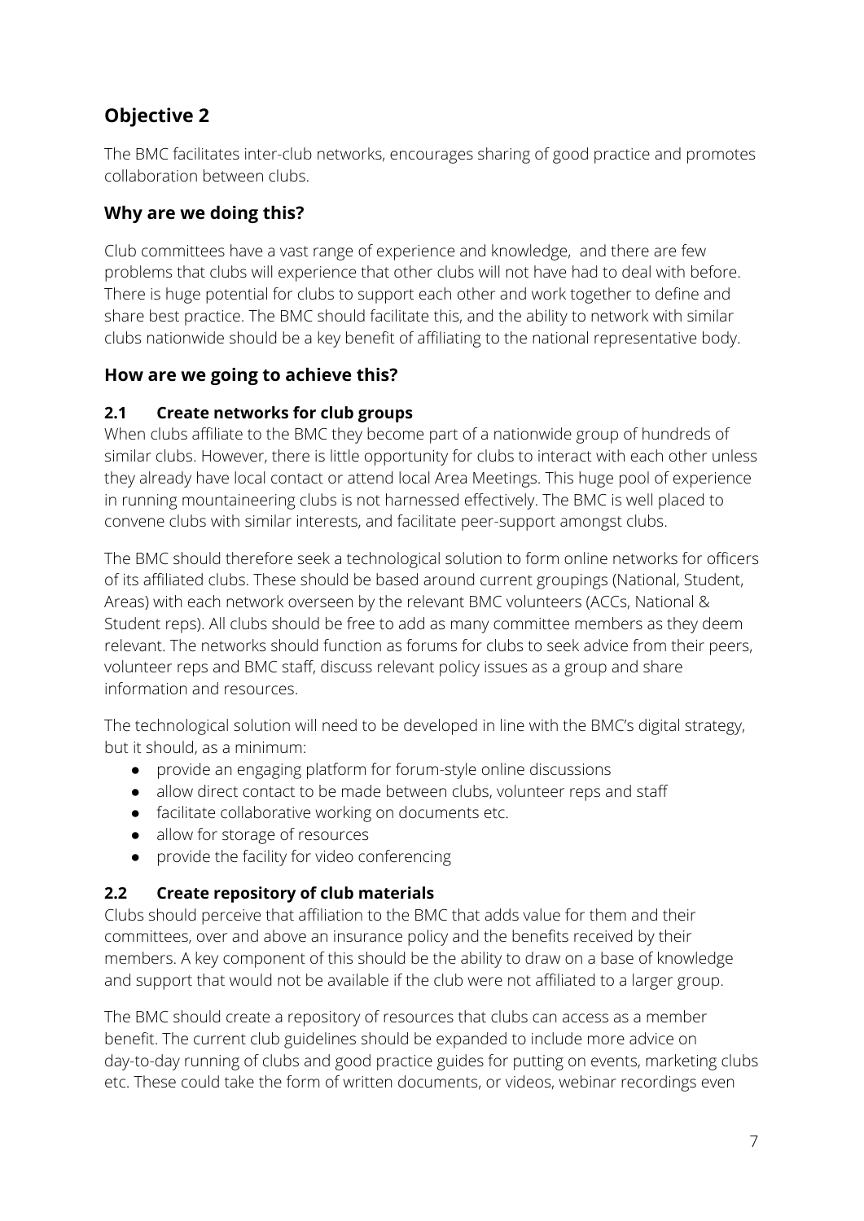## Objective 2

The BMC facilitates inter-club networks, encourages sharing of good practice and promotes collaboration between clubs.

### Why are we doing this?

Club committees have a vast range of experience and knowledge,  and there are few problems that clubs will experience that other clubs will not have had to deal with before. There is huge potential for clubs to support each other and work together to define and share best practice. The BMC should facilitate this, and the ability to network with similar clubs nationwide should be a key benefit of affiliating to the national representative body.

### How are we going to achieve this?

#### 2.1 Create networks for club groups

When clubs affiliate to the BMC they become part of a nationwide group of hundreds of similar clubs. However, there is little opportunity for clubs to interact with each other unless they already have local contact or attend local Area Meetings. This huge pool of experience in running mountaineering clubs is not harnessed effectively. The BMC is well placed to convene clubs with similar interests, and facilitate peer-support amongst clubs.

The BMC should therefore seek a technological solution to form online networks for officers of its affiliated clubs. These should be based around current groupings (National, Student, Areas) with each network overseen by the relevant BMC volunteers (ACCs, National & Student reps). All clubs should be free to add as many committee members as they deem relevant. The networks should function as forums for clubs to seek advice from their peers, volunteer reps and BMC staff, discuss relevant policy issues as a group and share information and resources.

The technological solution will need to be developed in line with the BMC's digital strategy, but it should, as a minimum:

- provide an engaging platform for forum-style online discussions
- allow direct contact to be made between clubs, volunteer reps and staff
- facilitate collaborative working on documents etc.
- allow for storage of resources
- provide the facility for video conferencing

#### 2.2 Create repository of club materials

Clubs should perceive that affiliation to the BMC that adds value for them and their committees, over and above an insurance policy and the benefits received by their members. A key component of this should be the ability to draw on a base of knowledge and support that would not be available if the club were not affiliated to a larger group.

The BMC should create a repository of resources that clubs can access as a member benefit. The current club guidelines should be expanded to include more advice on day-to-day running of clubs and good practice guides for putting on events, marketing clubs etc. These could take the form of written documents, or videos, webinar recordings even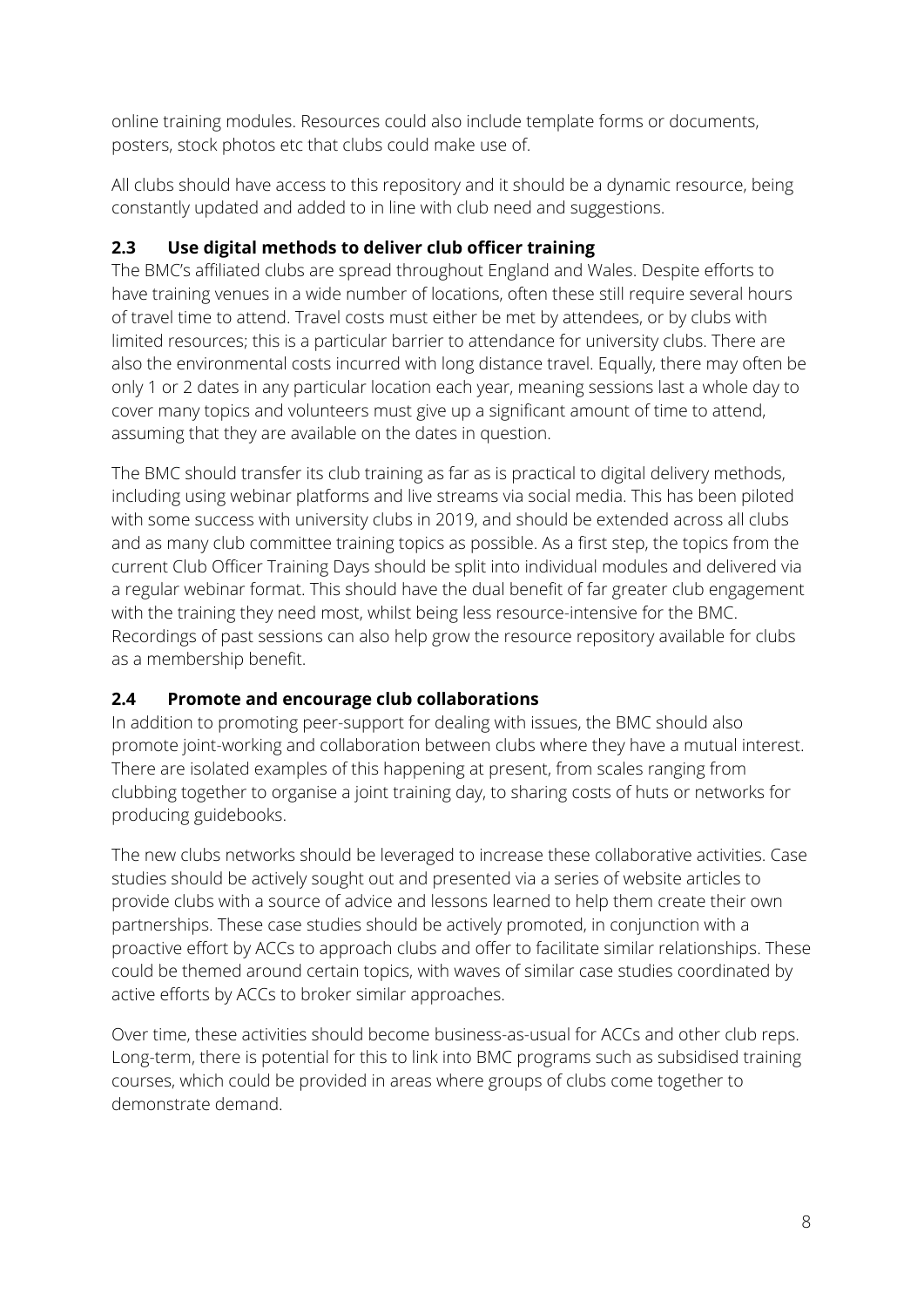online training modules. Resources could also include template forms or documents, posters, stock photos etc that clubs could make use of.

All clubs should have access to this repository and it should be a dynamic resource, being constantly updated and added to in line with club need and suggestions.

### 2.3 Use digital methods to deliver club officer training

The BMC's affiliated clubs are spread throughout England and Wales. Despite efforts to have training venues in a wide number of locations, often these still require several hours of travel time to attend. Travel costs must either be met by attendees, or by clubs with limited resources; this is a particular barrier to attendance for university clubs. There are also the environmental costs incurred with long distance travel. Equally, there may often be only 1 or 2 dates in any particular location each year, meaning sessions last a whole day to cover many topics and volunteers must give up a significant amount of time to attend, assuming that they are available on the dates in question.

The BMC should transfer its club training as far as is practical to digital delivery methods, including using webinar platforms and live streams via social media. This has been piloted with some success with university clubs in 2019, and should be extended across all clubs and as many club committee training topics as possible. As a first step, the topics from the current Club Officer Training Days should be split into individual modules and delivered via a regular webinar format. This should have the dual benefit of far greater club engagement with the training they need most, whilst being less resource-intensive for the BMC. Recordings of past sessions can also help grow the resource repository available for clubs as a membership benefit.

### 2.4 Promote and encourage club collaborations

In addition to promoting peer-support for dealing with issues, the BMC should also promote joint-working and collaboration between clubs where they have a mutual interest. There are isolated examples of this happening at present, from scales ranging from clubbing together to organise a joint training day, to sharing costs of huts or networks for producing guidebooks.

The new clubs networks should be leveraged to increase these collaborative activities. Case studies should be actively sought out and presented via a series of website articles to provide clubs with a source of advice and lessons learned to help them create their own partnerships. These case studies should be actively promoted, in conjunction with a proactive effort by ACCs to approach clubs and offer to facilitate similar relationships. These could be themed around certain topics, with waves of similar case studies coordinated by active efforts by ACCs to broker similar approaches.

Over time, these activities should become business-as-usual for ACCs and other club reps. Long-term, there is potential for this to link into BMC programs such as subsidised training courses, which could be provided in areas where groups of clubs come together to demonstrate demand.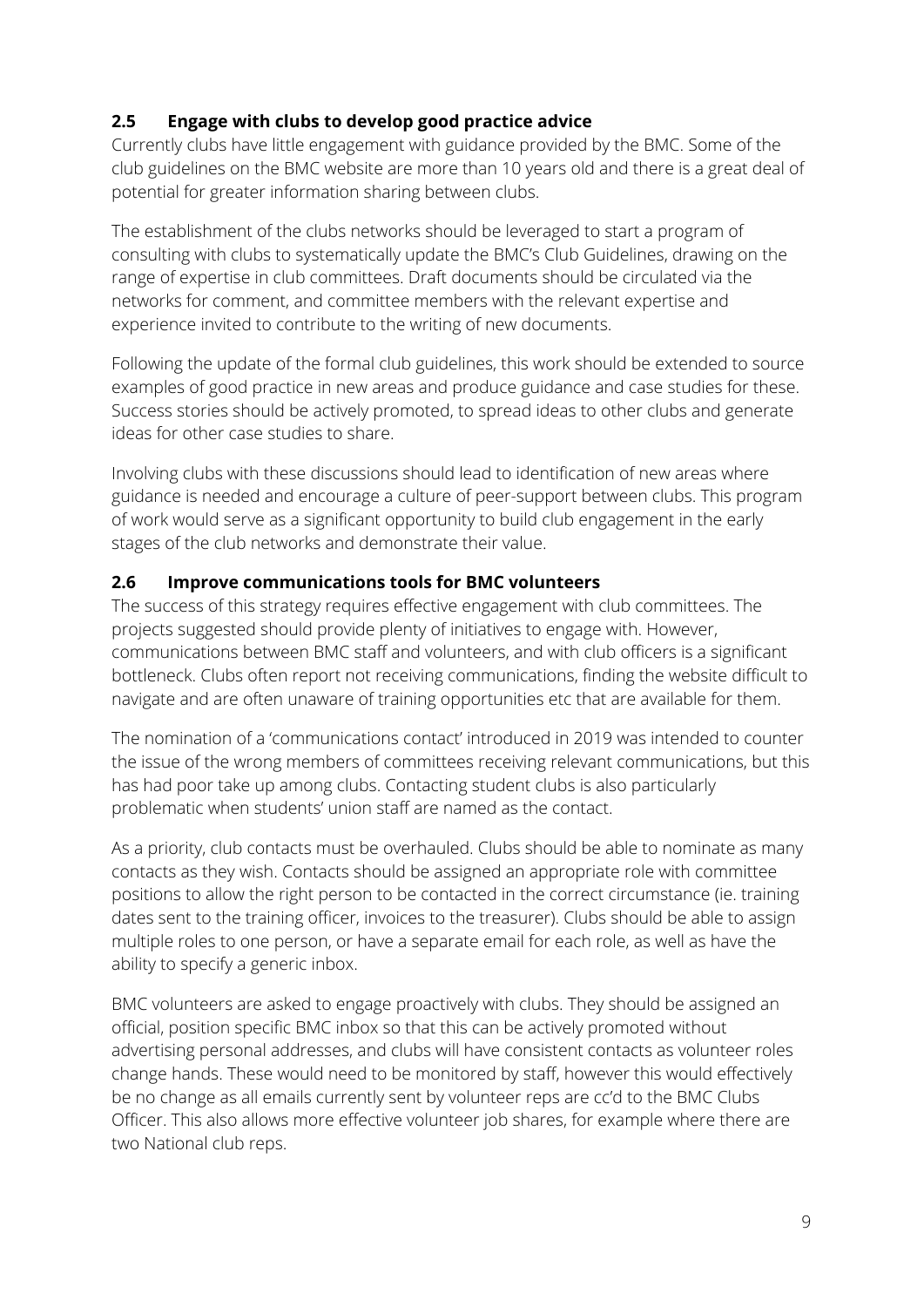### 2.5 Engage with clubs to develop good practice advice

Currently clubs have little engagement with guidance provided by the BMC. Some of the club guidelines on the BMC website are more than 10 years old and there is a great deal of potential for greater information sharing between clubs.

The establishment of the clubs networks should be leveraged to start a program of consulting with clubs to systematically update the BMC's Club Guidelines, drawing on the range of expertise in club committees. Draft documents should be circulated via the networks for comment, and committee members with the relevant expertise and experience invited to contribute to the writing of new documents.

Following the update of the formal club guidelines, this work should be extended to source examples of good practice in new areas and produce guidance and case studies for these. Success stories should be actively promoted, to spread ideas to other clubs and generate ideas for other case studies to share.

Involving clubs with these discussions should lead to identification of new areas where guidance is needed and encourage a culture of peer-support between clubs. This program of work would serve as a significant opportunity to build club engagement in the early stages of the club networks and demonstrate their value.

### 2.6 Improve communications tools for BMC volunteers

The success of this strategy requires effective engagement with club committees. The projects suggested should provide plenty of initiatives to engage with. However, communications between BMC staff and volunteers, and with club officers is a significant bottleneck. Clubs often report not receiving communications, finding the website difficult to navigate and are often unaware of training opportunities etc that are available for them.

The nomination of a 'communications contact' introduced in 2019 was intended to counter the issue of the wrong members of committees receiving relevant communications, but this has had poor take up among clubs. Contacting student clubs is also particularly problematic when students' union staff are named as the contact.

As a priority, club contacts must be overhauled. Clubs should be able to nominate as many contacts as they wish. Contacts should be assigned an appropriate role with committee positions to allow the right person to be contacted in the correct circumstance (ie. training dates sent to the training officer, invoices to the treasurer). Clubs should be able to assign multiple roles to one person, or have a separate email for each role, as well as have the ability to specify a generic inbox.

BMC volunteers are asked to engage proactively with clubs. They should be assigned an official, position specific BMC inbox so that this can be actively promoted without advertising personal addresses, and clubs will have consistent contacts as volunteer roles change hands. These would need to be monitored by staff, however this would effectively be no change as all emails currently sent by volunteer reps are cc'd to the BMC Clubs Officer. This also allows more effective volunteer job shares, for example where there are two National club reps.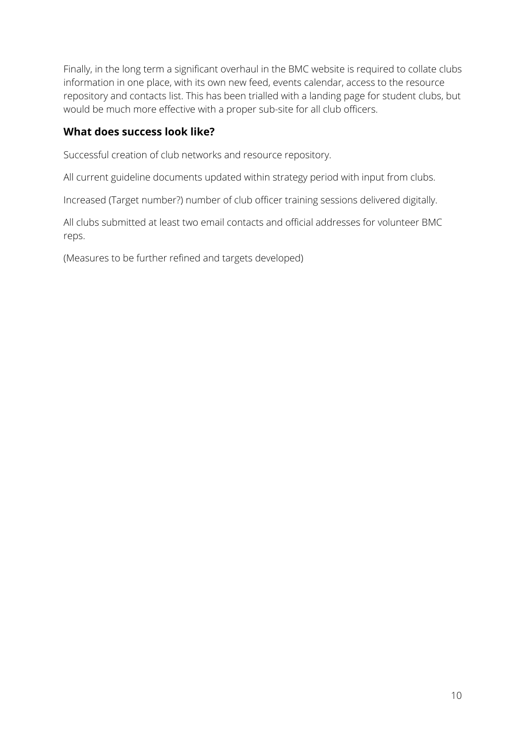Finally, in the long term a significant overhaul in the BMC website is required to collate clubs information in one place, with its own new feed, events calendar, access to the resource repository and contacts list. This has been trialled with a landing page for student clubs, but would be much more effective with a proper sub-site for all club officers.

### What does success look like?

Successful creation of club networks and resource repository.

All current guideline documents updated within strategy period with input from clubs.

Increased (Target number?) number of club officer training sessions delivered digitally.

All clubs submitted at least two email contacts and official addresses for volunteer BMC reps.

(Measures to be further refined and targets developed)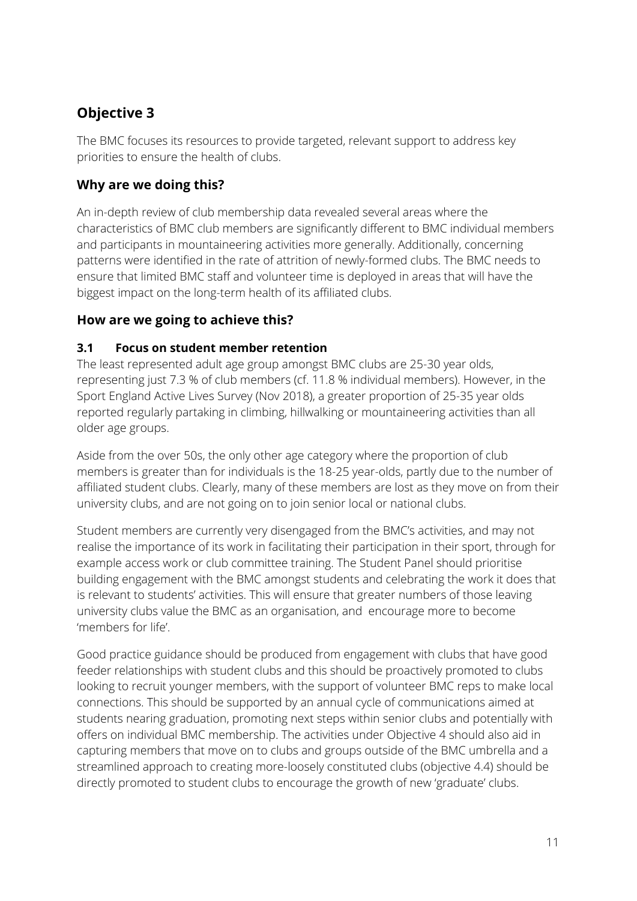## Objective 3

The BMC focuses its resources to provide targeted, relevant support to address key priorities to ensure the health of clubs.

### Why are we doing this?

An in-depth review of club membership data revealed several areas where the characteristics of BMC club members are significantly different to BMC individual members and participants in mountaineering activities more generally. Additionally, concerning patterns were identified in the rate of attrition of newly-formed clubs. The BMC needs to ensure that limited BMC staff and volunteer time is deployed in areas that will have the biggest impact on the long-term health of its affiliated clubs.

### How are we going to achieve this?

#### 3.1 Focus on student member retention

The least represented adult age group amongst BMC clubs are 25-30 year olds, representing just 7.3 % of club members (cf. 11.8 % individual members). However, in the Sport England Active Lives Survey (Nov 2018), a greater proportion of 25-35 year olds reported regularly partaking in climbing, hillwalking or mountaineering activities than all older age groups.

Aside from the over 50s, the only other age category where the proportion of club members is greater than for individuals is the 18-25 year-olds, partly due to the number of affiliated student clubs. Clearly, many of these members are lost as they move on from their university clubs, and are not going on to join senior local or national clubs.

Student members are currently very disengaged from the BMC's activities, and may not realise the importance of its work in facilitating their participation in their sport, through for example access work or club committee training. The Student Panel should prioritise building engagement with the BMC amongst students and celebrating the work it does that is relevant to students' activities. This will ensure that greater numbers of those leaving university clubs value the BMC as an organisation, and encourage more to become 'members for life'.

Good practice guidance should be produced from engagement with clubs that have good feeder relationships with student clubs and this should be proactively promoted to clubs looking to recruit younger members, with the support of volunteer BMC reps to make local connections. This should be supported by an annual cycle of communications aimed at students nearing graduation, promoting next steps within senior clubs and potentially with offers on individual BMC membership. The activities under Objective 4 should also aid in capturing members that move on to clubs and groups outside of the BMC umbrella and a streamlined approach to creating more-loosely constituted clubs (objective 4.4) should be directly promoted to student clubs to encourage the growth of new 'graduate' clubs.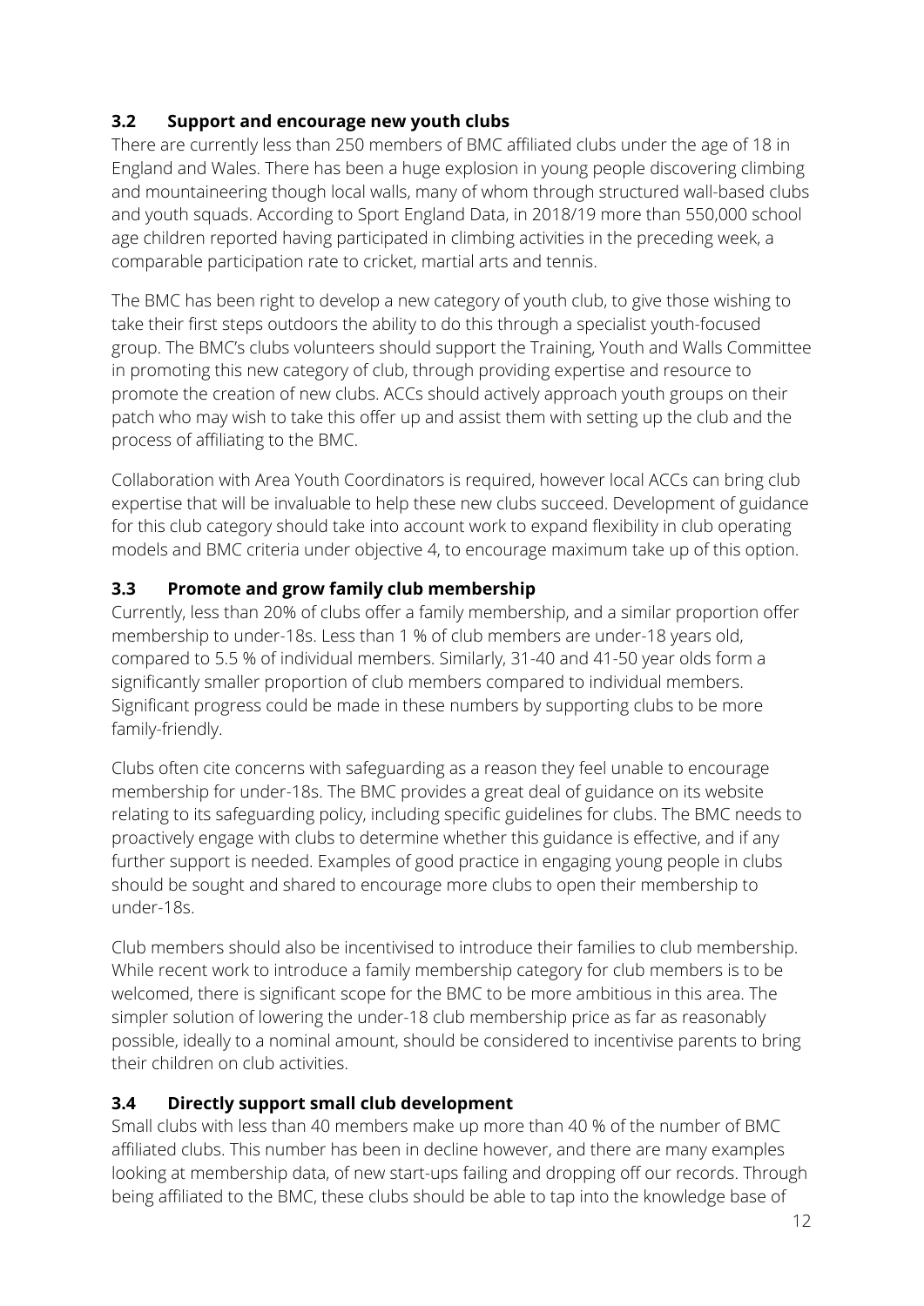### 3.2 Support and encourage new youth clubs

There are currently less than 250 members of BMC affiliated clubs under the age of 18 in England and Wales. There has been a huge explosion in young people discovering climbing and mountaineering though local walls, many of whom through structured wall-based clubs and youth squads. According to Sport England Data, in 2018/19 more than 550,000 school age children reported having participated in climbing activities in the preceding week, a comparable participation rate to cricket, martial arts and tennis.

The BMC has been right to develop a new category of youth club, to give those wishing to take their first steps outdoors the ability to do this through a specialist youth-focused group. The BMC's clubs volunteers should support the Training, Youth and Walls Committee in promoting this new category of club, through providing expertise and resource to promote the creation of new clubs. ACCs should actively approach youth groups on their patch who may wish to take this offer up and assist them with setting up the club and the process of affiliating to the BMC.

Collaboration with Area Youth Coordinators is required, however local ACCs can bring club expertise that will be invaluable to help these new clubs succeed. Development of guidance for this club category should take into account work to expand flexibility in club operating models and BMC criteria under objective 4, to encourage maximum take up of this option.

### 3.3 Promote and grow family club membership

Currently, less than 20% of clubs offer a family membership, and a similar proportion offer membership to under-18s. Less than 1 % of club members are under-18 years old, compared to 5.5 % of individual members. Similarly, 31-40 and 41-50 year olds form a significantly smaller proportion of club members compared to individual members. Significant progress could be made in these numbers by supporting clubs to be more family-friendly.

Clubs often cite concerns with safeguarding as a reason they feel unable to encourage membership for under-18s. The BMC provides a great deal of guidance on its website relating to its safeguarding policy, including specific guidelines for clubs. The BMC needs to proactively engage with clubs to determine whether this guidance is effective, and if any further support is needed. Examples of good practice in engaging young people in clubs should be sought and shared to encourage more clubs to open their membership to under-18s.

Club members should also be incentivised to introduce their families to club membership. While recent work to introduce a family membership category for club members is to be welcomed, there is significant scope for the BMC to be more ambitious in this area. The simpler solution of lowering the under-18 club membership price as far as reasonably possible, ideally to a nominal amount, should be considered to incentivise parents to bring their children on club activities.

### 3.4 Directly support small club development

Small clubs with less than 40 members make up more than 40 % of the number of BMC affiliated clubs. This number has been in decline however, and there are many examples looking at membership data, of new start-ups failing and dropping off our records. Through being affiliated to the BMC, these clubs should be able to tap into the knowledge base of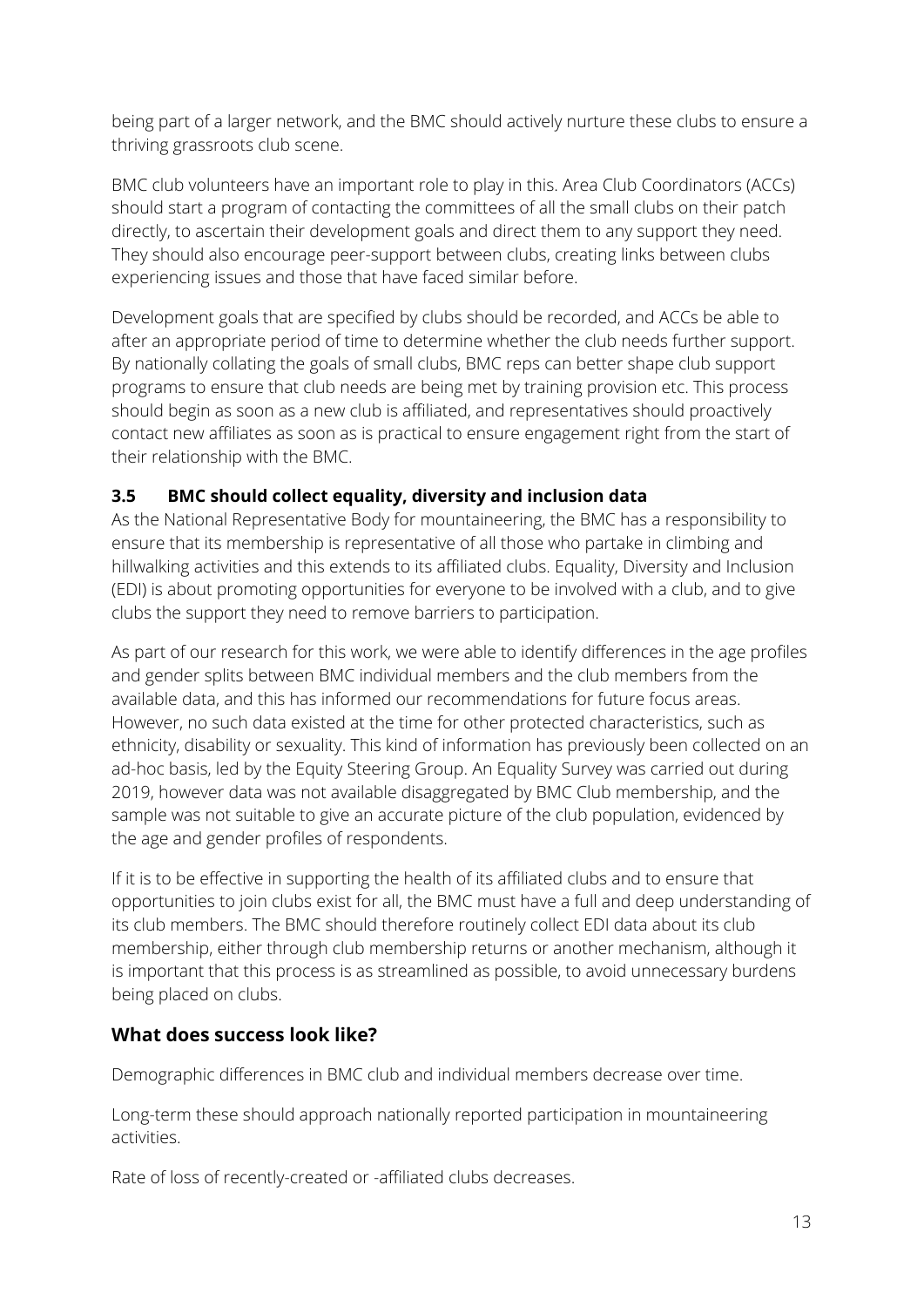being part of a larger network, and the BMC should actively nurture these clubs to ensure a thriving grassroots club scene.

BMC club volunteers have an important role to play in this. Area Club Coordinators (ACCs) should start a program of contacting the committees of all the small clubs on their patch directly, to ascertain their development goals and direct them to any support they need. They should also encourage peer-support between clubs, creating links between clubs experiencing issues and those that have faced similar before.

Development goals that are specified by clubs should be recorded, and ACCs be able to after an appropriate period of time to determine whether the club needs further support. By nationally collating the goals of small clubs, BMC reps can better shape club support programs to ensure that club needs are being met by training provision etc. This process should begin as soon as a new club is affiliated, and representatives should proactively contact new affiliates as soon as is practical to ensure engagement right from the start of their relationship with the BMC.

### 3.5 BMC should collect equality, diversity and inclusion data

As the National Representative Body for mountaineering, the BMC has a responsibility to ensure that its membership is representative of all those who partake in climbing and hillwalking activities and this extends to its affiliated clubs. Equality, Diversity and Inclusion (EDI) is about promoting opportunities for everyone to be involved with a club, and to give clubs the support they need to remove barriers to participation.

As part of our research for this work, we were able to identify differences in the age profiles and gender splits between BMC individual members and the club members from the available data, and this has informed our recommendations for future focus areas. However, no such data existed at the time for other protected characteristics, such as ethnicity, disability or sexuality. This kind of information has previously been collected on an ad-hoc basis, led by the Equity Steering Group. An Equality Survey was carried out during 2019, however data was not available disaggregated by BMC Club membership, and the sample was not suitable to give an accurate picture of the club population, evidenced by the age and gender profiles of respondents.

If it is to be effective in supporting the health of its affiliated clubs and to ensure that opportunities to join clubs exist for all, the BMC must have a full and deep understanding of its club members. The BMC should therefore routinely collect EDI data about its club membership, either through club membership returns or another mechanism, although it is important that this process is as streamlined as possible, to avoid unnecessary burdens being placed on clubs.

## What does success look like?

Demographic differences in BMC club and individual members decrease over time.

Long-term these should approach nationally reported participation in mountaineering activities.

Rate of loss of recently-created or -affiliated clubs decreases.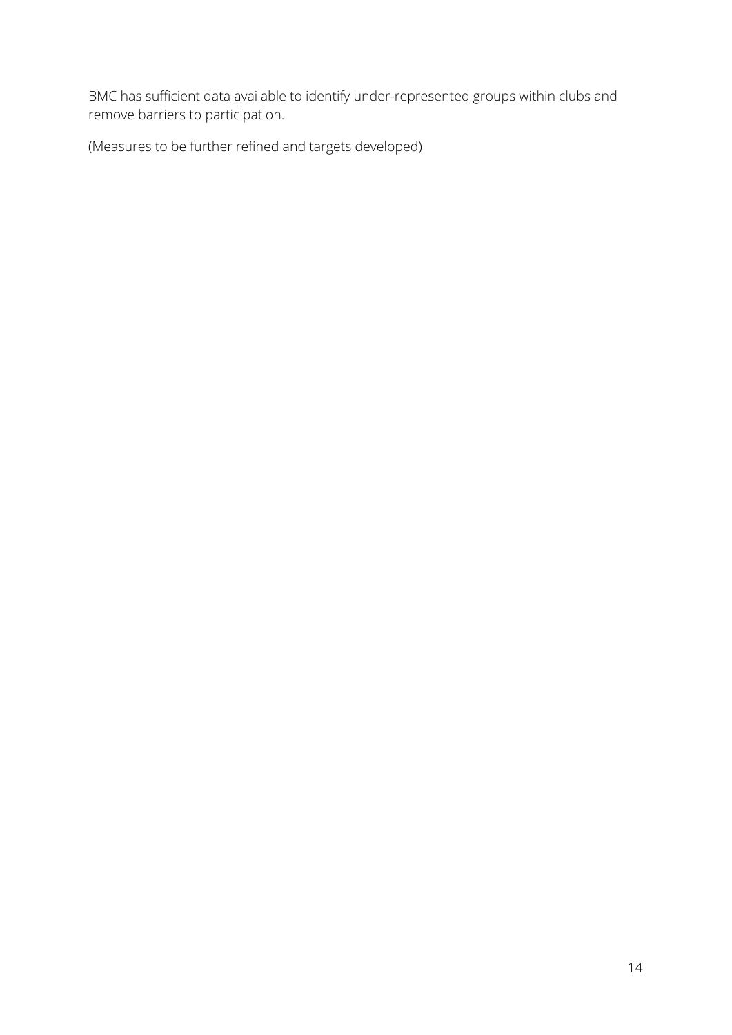BMC has sufficient data available to identify under-represented groups within clubs and remove barriers to participation.

(Measures to be further refined and targets developed)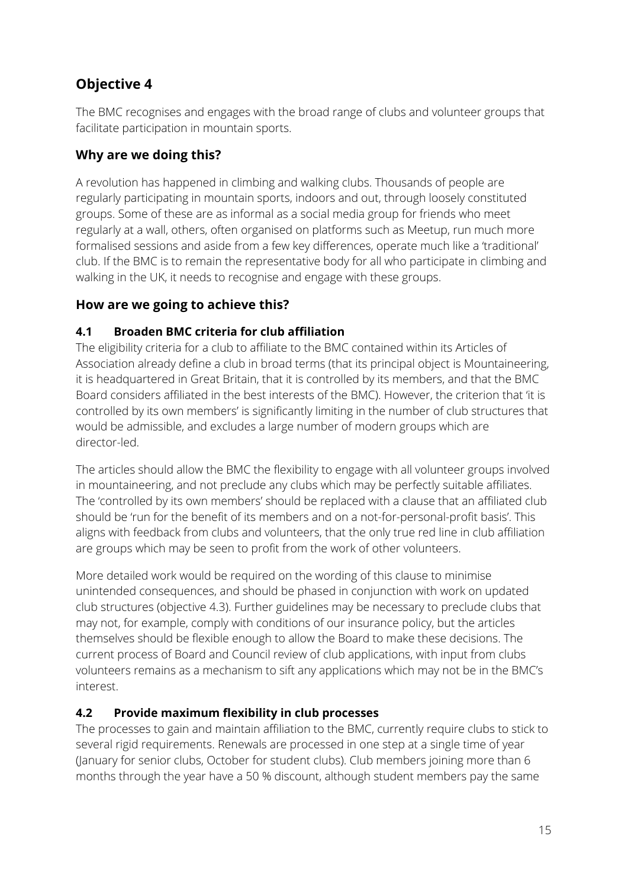## Objective 4

The BMC recognises and engages with the broad range of clubs and volunteer groups that facilitate participation in mountain sports.

### Why are we doing this?

A revolution has happened in climbing and walking clubs. Thousands of people are regularly participating in mountain sports, indoors and out, through loosely constituted groups. Some of these are as informal as a social media group for friends who meet regularly at a wall, others, often organised on platforms such as Meetup, run much more formalised sessions and aside from a few key differences, operate much like a 'traditional' club. If the BMC is to remain the representative body for all who participate in climbing and walking in the UK, it needs to recognise and engage with these groups.

### How are we going to achieve this?

#### 4.1 Broaden BMC criteria for club affiliation

The eligibility criteria for a club to affiliate to the BMC contained within its Articles of Association already define a club in broad terms (that its principal object is Mountaineering, it is headquartered in Great Britain, that it is controlled by its members, and that the BMC Board considers affiliated in the best interests of the BMC). However, the criterion that 'it is controlled by its own members' is significantly limiting in the number of club structures that would be admissible, and excludes a large number of modern groups which are director-led.

The articles should allow the BMC the flexibility to engage with all volunteer groups involved in mountaineering, and not preclude any clubs which may be perfectly suitable affiliates. The 'controlled by its own members' should be replaced with a clause that an affiliated club should be 'run for the benefit of its members and on a not-for-personal-profit basis'. This aligns with feedback from clubs and volunteers, that the only true red line in club affiliation are groups which may be seen to profit from the work of other volunteers.

More detailed work would be required on the wording of this clause to minimise unintended consequences, and should be phased in conjunction with work on updated club structures (objective 4.3). Further guidelines may be necessary to preclude clubs that may not, for example, comply with conditions of our insurance policy, but the articles themselves should be flexible enough to allow the Board to make these decisions. The current process of Board and Council review of club applications, with input from clubs volunteers remains as a mechanism to sift any applications which may not be in the BMC's interest.

#### 4.2 Provide maximum flexibility in club processes

The processes to gain and maintain affiliation to the BMC, currently require clubs to stick to several rigid requirements. Renewals are processed in one step at a single time of year (January for senior clubs, October for student clubs). Club members joining more than 6 months through the year have a 50 % discount, although student members pay the same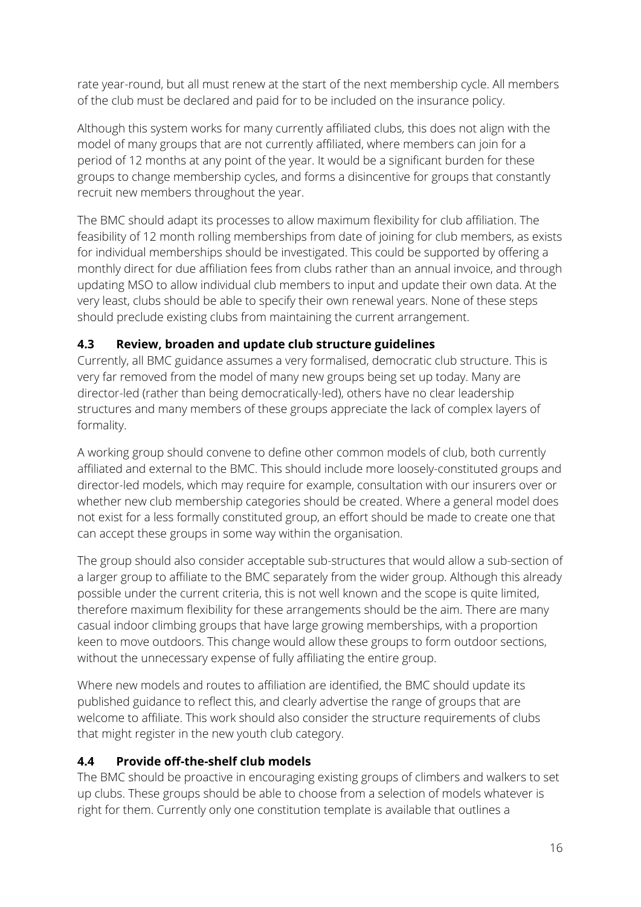rate year-round, but all must renew at the start of the next membership cycle. All members of the club must be declared and paid for to be included on the insurance policy.

Although this system works for many currently affiliated clubs, this does not align with the model of many groups that are not currently affiliated, where members can join for a period of 12 months at any point of the year. It would be a significant burden for these groups to change membership cycles, and forms a disincentive for groups that constantly recruit new members throughout the year.

The BMC should adapt its processes to allow maximum flexibility for club affiliation. The feasibility of 12 month rolling memberships from date of joining for club members, as exists for individual memberships should be investigated. This could be supported by offering a monthly direct for due affiliation fees from clubs rather than an annual invoice, and through updating MSO to allow individual club members to input and update their own data. At the very least, clubs should be able to specify their own renewal years. None of these steps should preclude existing clubs from maintaining the current arrangement.

### 4.3 Review, broaden and update club structure guidelines

Currently, all BMC guidance assumes a very formalised, democratic club structure. This is very far removed from the model of many new groups being set up today. Many are director-led (rather than being democratically-led), others have no clear leadership structures and many members of these groups appreciate the lack of complex layers of formality.

A working group should convene to define other common models of club, both currently affiliated and external to the BMC. This should include more loosely-constituted groups and director-led models, which may require for example, consultation with our insurers over or whether new club membership categories should be created. Where a general model does not exist for a less formally constituted group, an effort should be made to create one that can accept these groups in some way within the organisation.

The group should also consider acceptable sub-structures that would allow a sub-section of a larger group to affiliate to the BMC separately from the wider group. Although this already possible under the current criteria, this is not well known and the scope is quite limited, therefore maximum flexibility for these arrangements should be the aim. There are many casual indoor climbing groups that have large growing memberships, with a proportion keen to move outdoors. This change would allow these groups to form outdoor sections, without the unnecessary expense of fully affiliating the entire group.

Where new models and routes to affiliation are identified, the BMC should update its published guidance to reflect this, and clearly advertise the range of groups that are welcome to affiliate. This work should also consider the structure requirements of clubs that might register in the new youth club category.

### 4.4 Provide off-the-shelf club models

The BMC should be proactive in encouraging existing groups of climbers and walkers to set up clubs. These groups should be able to choose from a selection of models whatever is right for them. Currently only one constitution template is available that outlines a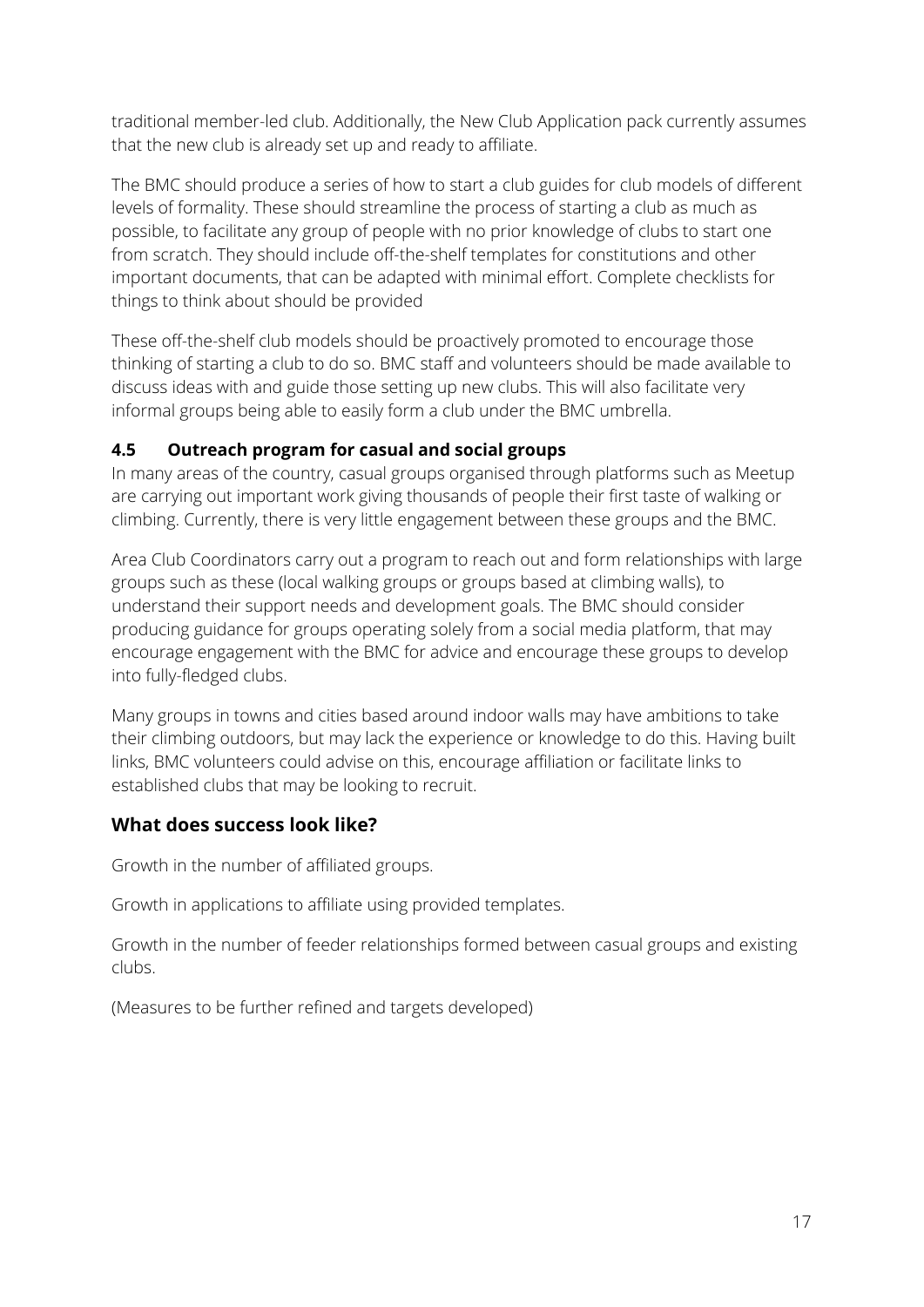traditional member-led club. Additionally, the New Club Application pack currently assumes that the new club is already set up and ready to affiliate.

The BMC should produce a series of how to start a club guides for club models of different levels of formality. These should streamline the process of starting a club as much as possible, to facilitate any group of people with no prior knowledge of clubs to start one from scratch. They should include off-the-shelf templates for constitutions and other important documents, that can be adapted with minimal effort. Complete checklists for things to think about should be provided

These off-the-shelf club models should be proactively promoted to encourage those thinking of starting a club to do so. BMC staff and volunteers should be made available to discuss ideas with and guide those setting up new clubs. This will also facilitate very informal groups being able to easily form a club under the BMC umbrella.

### 4.5 Outreach program for casual and social groups

In many areas of the country, casual groups organised through platforms such as Meetup are carrying out important work giving thousands of people their first taste of walking or climbing. Currently, there is very little engagement between these groups and the BMC.

Area Club Coordinators carry out a program to reach out and form relationships with large groups such as these (local walking groups or groups based at climbing walls), to understand their support needs and development goals. The BMC should consider producing guidance for groups operating solely from a social media platform, that may encourage engagement with the BMC for advice and encourage these groups to develop into fully-fledged clubs.

Many groups in towns and cities based around indoor walls may have ambitions to take their climbing outdoors, but may lack the experience or knowledge to do this. Having built links, BMC volunteers could advise on this, encourage affiliation or facilitate links to established clubs that may be looking to recruit.

## What does success look like?

Growth in the number of affiliated groups.

Growth in applications to affiliate using provided templates.

Growth in the number of feeder relationships formed between casual groups and existing clubs.

(Measures to be further refined and targets developed)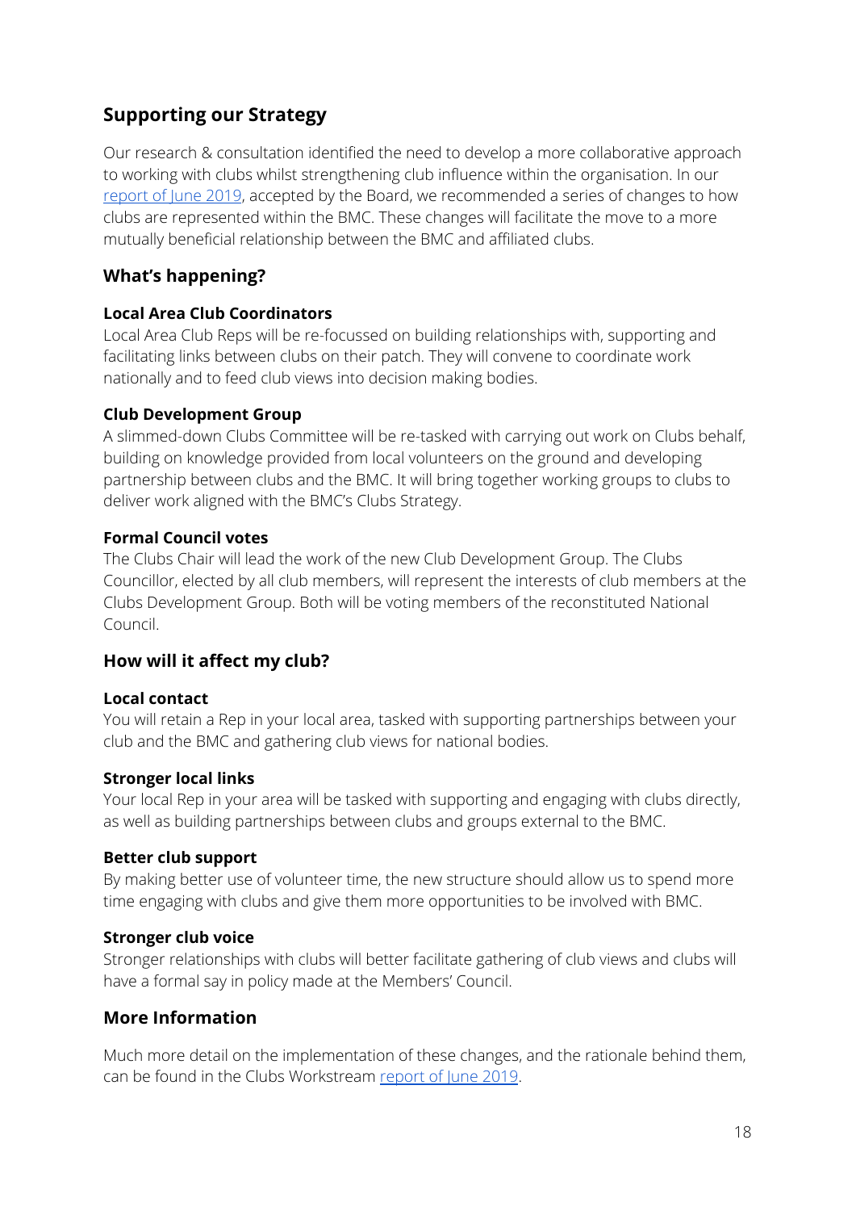## Supporting our Strategy

Our research & consultation identified the need to develop a more collaborative approach to working with clubs whilst strengthening club influence within the organisation. In our report of June 2019, accepted by the Board, we recommended a series of changes to how clubs are represented within the BMC. These changes will facilitate the move to a more mutually beneficial relationship between the BMC and affiliated clubs.

## What's happening?

### Local Area Club Coordinators

Local Area Club Reps will be re-focussed on building relationships with, supporting and facilitating links between clubs on their patch. They will convene to coordinate work nationally and to feed club views into decision making bodies.

### Club Development Group

A slimmed-down Clubs Committee will be re-tasked with carrying out work on Clubs behalf, building on knowledge provided from local volunteers on the ground and developing partnership between clubs and the BMC. It will bring together working groups to clubs to deliver work aligned with the BMC's Clubs Strategy.

### Formal Council votes

The Clubs Chair will lead the work of the new Club Development Group. The Clubs Councillor, elected by all club members, will represent the interests of club members at the Clubs Development Group. Both will be voting members of the reconstituted National Council.

## How will it affect my club?

### Local contact

You will retain a Rep in your local area, tasked with supporting partnerships between your club and the BMC and gathering club views for national bodies.

### Stronger local links

Your local Rep in your area will be tasked with supporting and engaging with clubs directly, as well as building partnerships between clubs and groups external to the BMC.

### Better club support

By making better use of volunteer time, the new structure should allow us to spend more time engaging with clubs and give them more opportunities to be involved with BMC.

### Stronger club voice

Stronger relationships with clubs will better facilitate gathering of club views and clubs will have a formal say in policy made at the Members' Council.

## More Information

Much more detail on the implementation of these changes, and the rationale behind them, can be found in the Clubs Workstream report of June 2019.